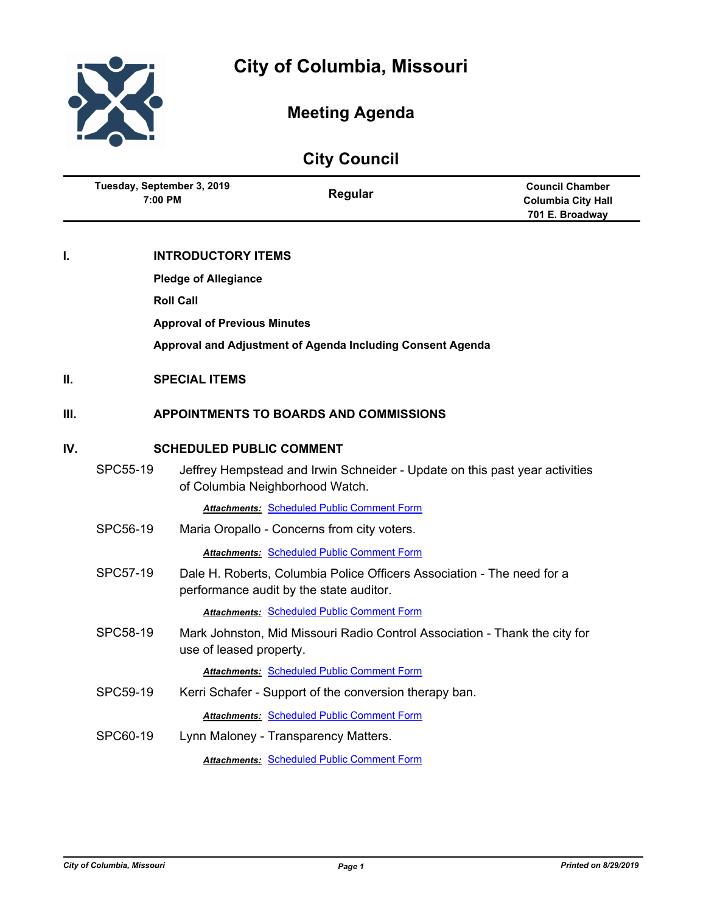# City of Columbia, Missouri

## Meeting Agenda

## City Council

| Tuesday, September 3, 2019 7:00 PM | Regular | Council Chamber Columbia City Hall 701 E. Broadway |
|---|---|---|

**I. INTRODUCTORY ITEMS**

**Pledge of Allegiance**

**Roll Call**

**Approval of Previous Minutes**

**Approval and Adjustment of Agenda Including Consent Agenda**

**II. SPECIAL ITEMS**

**III. APPOINTMENTS TO BOARDS AND COMMISSIONS**

**IV. SCHEDULED PUBLIC COMMENT**

SPC55-19 Jeffrey Hempstead and Irwin Schneider - Update on this past year activities of Columbia Neighborhood Watch.

***Attachments:*** Scheduled Public Comment Form

SPC56-19 Maria Oropallo - Concerns from city voters.

***Attachments:*** Scheduled Public Comment Form

SPC57-19 Dale H. Roberts, Columbia Police Officers Association - The need for a performance audit by the state auditor.

***Attachments:*** Scheduled Public Comment Form

SPC58-19 Mark Johnston, Mid Missouri Radio Control Association - Thank the city for use of leased property.

***Attachments:*** Scheduled Public Comment Form

SPC59-19 Kerri Schafer - Support of the conversion therapy ban.

***Attachments:*** Scheduled Public Comment Form

SPC60-19 Lynn Maloney - Transparency Matters.

***Attachments:*** Scheduled Public Comment Form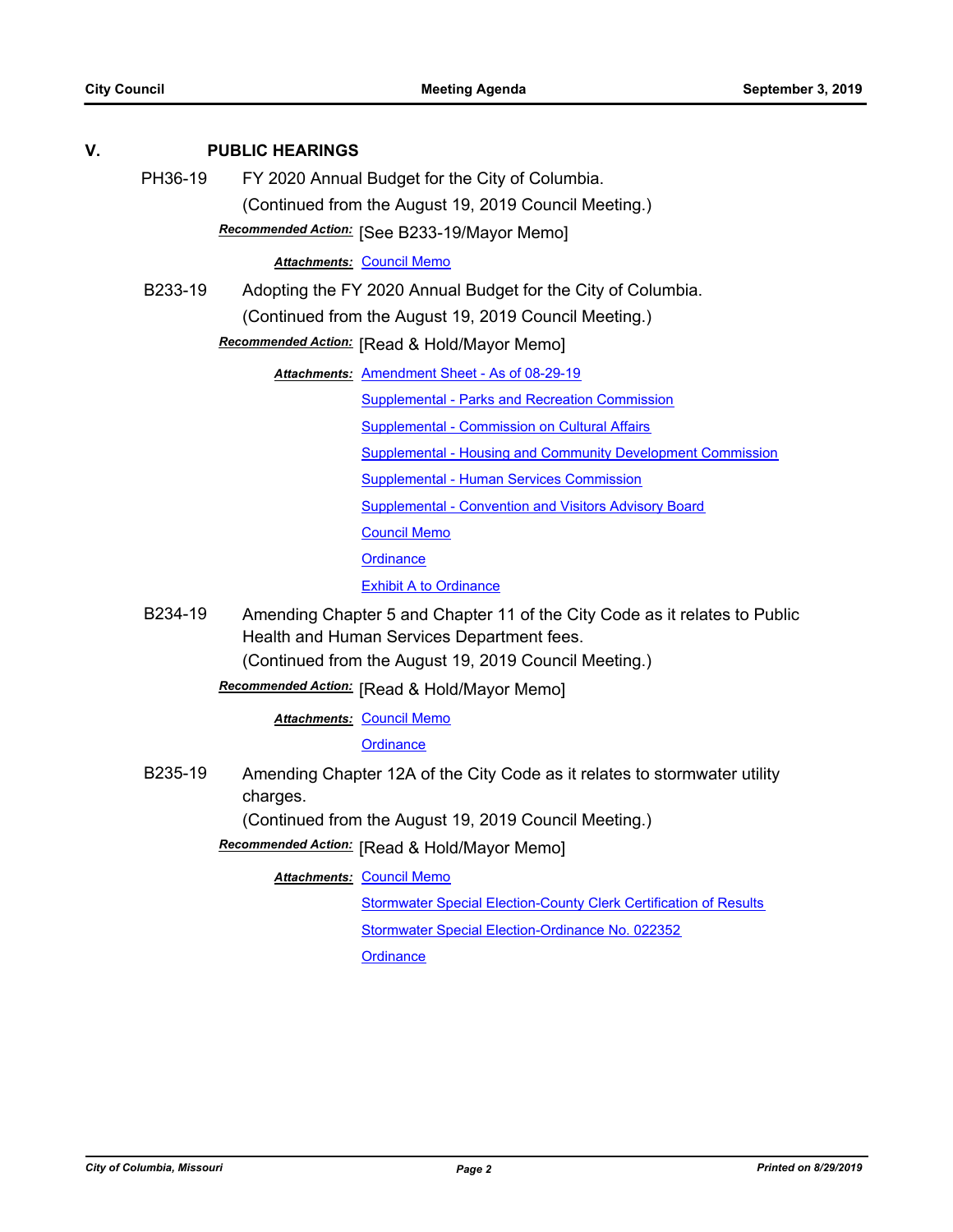## V. PUBLIC HEARINGS

**PH36-19** FY 2020 Annual Budget for the City of Columbia.
(Continued from the August 19, 2019 Council Meeting.)

***Recommended Action:*** [See B233-19/Mayor Memo]

***Attachments:*** Council Memo

**B233-19** Adopting the FY 2020 Annual Budget for the City of Columbia.
(Continued from the August 19, 2019 Council Meeting.)

***Recommended Action:*** [Read & Hold/Mayor Memo]

***Attachments:*** Amendment Sheet - As of 08-29-19
Supplemental - Parks and Recreation Commission
Supplemental - Commission on Cultural Affairs
Supplemental - Housing and Community Development Commission
Supplemental - Human Services Commission
Supplemental - Convention and Visitors Advisory Board
Council Memo
Ordinance
Exhibit A to Ordinance

**B234-19** Amending Chapter 5 and Chapter 11 of the City Code as it relates to Public Health and Human Services Department fees.
(Continued from the August 19, 2019 Council Meeting.)

***Recommended Action:*** [Read & Hold/Mayor Memo]

***Attachments:*** Council Memo
Ordinance

**B235-19** Amending Chapter 12A of the City Code as it relates to stormwater utility charges.
(Continued from the August 19, 2019 Council Meeting.)

***Recommended Action:*** [Read & Hold/Mayor Memo]

***Attachments:*** Council Memo
Stormwater Special Election-County Clerk Certification of Results
Stormwater Special Election-Ordinance No. 022352
Ordinance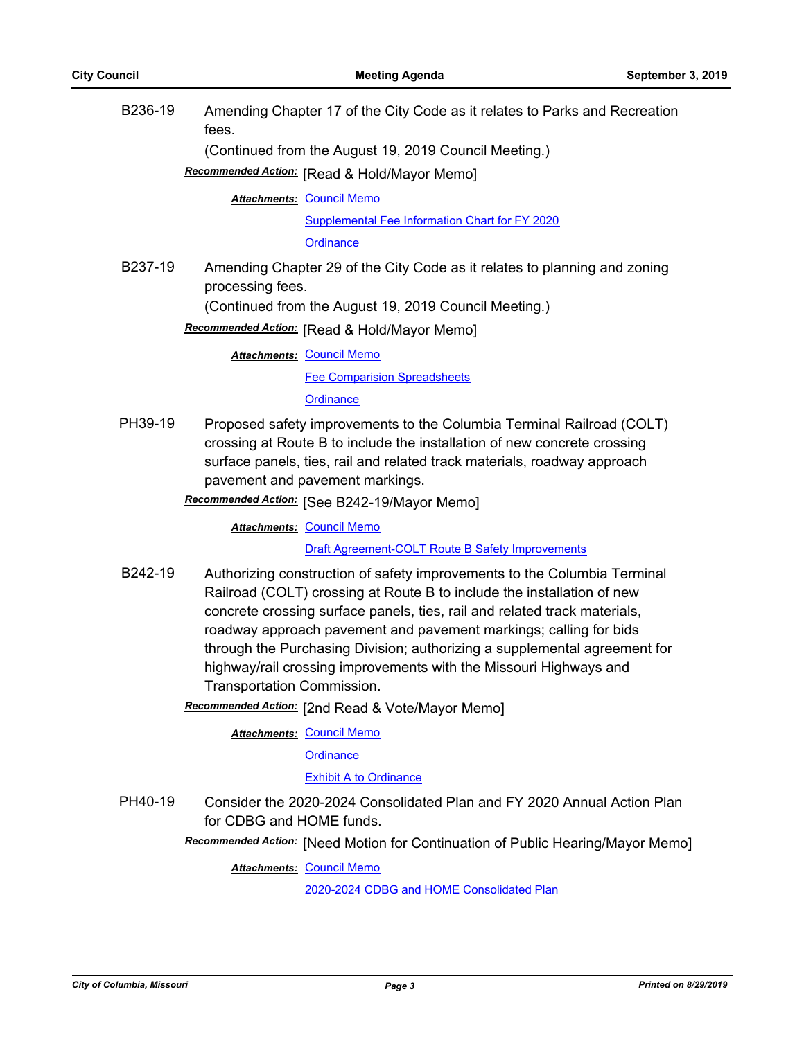B236-19 Amending Chapter 17 of the City Code as it relates to Parks and Recreation fees.

(Continued from the August 19, 2019 Council Meeting.)

***Recommended Action:*** [Read & Hold/Mayor Memo]

***Attachments:*** Council Memo
Supplemental Fee Information Chart for FY 2020
Ordinance

B237-19 Amending Chapter 29 of the City Code as it relates to planning and zoning processing fees.

(Continued from the August 19, 2019 Council Meeting.)

***Recommended Action:*** [Read & Hold/Mayor Memo]

***Attachments:*** Council Memo
Fee Comparision Spreadsheets
Ordinance

PH39-19 Proposed safety improvements to the Columbia Terminal Railroad (COLT) crossing at Route B to include the installation of new concrete crossing surface panels, ties, rail and related track materials, roadway approach pavement and pavement markings.

***Recommended Action:*** [See B242-19/Mayor Memo]

***Attachments:*** Council Memo
Draft Agreement-COLT Route B Safety Improvements

B242-19 Authorizing construction of safety improvements to the Columbia Terminal Railroad (COLT) crossing at Route B to include the installation of new concrete crossing surface panels, ties, rail and related track materials, roadway approach pavement and pavement markings; calling for bids through the Purchasing Division; authorizing a supplemental agreement for highway/rail crossing improvements with the Missouri Highways and Transportation Commission.

***Recommended Action:*** [2nd Read & Vote/Mayor Memo]

***Attachments:*** Council Memo
Ordinance
Exhibit A to Ordinance

PH40-19 Consider the 2020-2024 Consolidated Plan and FY 2020 Annual Action Plan for CDBG and HOME funds.

***Recommended Action:*** [Need Motion for Continuation of Public Hearing/Mayor Memo]

***Attachments:*** Council Memo
2020-2024 CDBG and HOME Consolidated Plan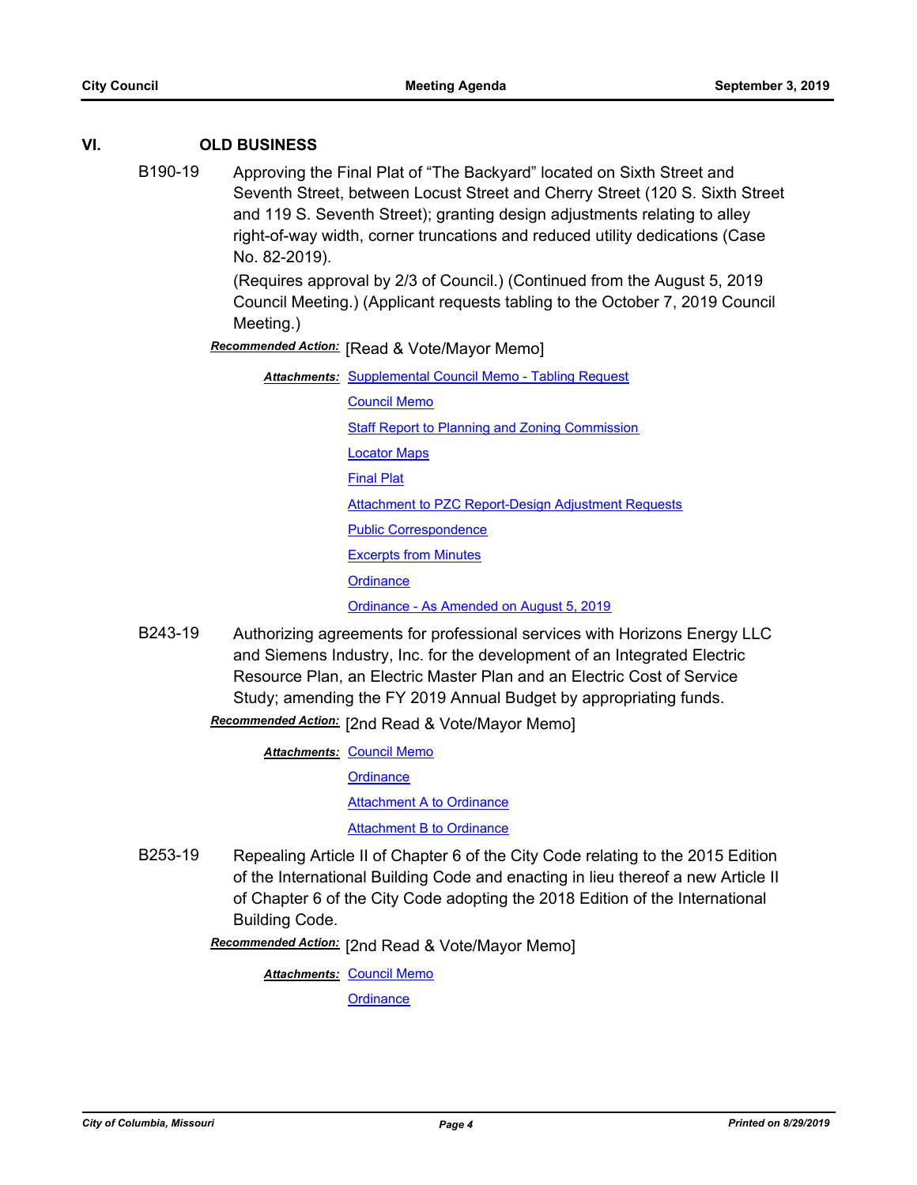## VI. OLD BUSINESS

**B190-19** Approving the Final Plat of "The Backyard" located on Sixth Street and Seventh Street, between Locust Street and Cherry Street (120 S. Sixth Street and 119 S. Seventh Street); granting design adjustments relating to alley right-of-way width, corner truncations and reduced utility dedications (Case No. 82-2019).

(Requires approval by 2/3 of Council.) (Continued from the August 5, 2019 Council Meeting.) (Applicant requests tabling to the October 7, 2019 Council Meeting.)

***Recommended Action:*** [Read & Vote/Mayor Memo]

***Attachments:*** Supplemental Council Memo - Tabling Request
Council Memo
Staff Report to Planning and Zoning Commission
Locator Maps
Final Plat
Attachment to PZC Report-Design Adjustment Requests
Public Correspondence
Excerpts from Minutes
Ordinance
Ordinance - As Amended on August 5, 2019

**B243-19** Authorizing agreements for professional services with Horizons Energy LLC and Siemens Industry, Inc. for the development of an Integrated Electric Resource Plan, an Electric Master Plan and an Electric Cost of Service Study; amending the FY 2019 Annual Budget by appropriating funds.

***Recommended Action:*** [2nd Read & Vote/Mayor Memo]

***Attachments:*** Council Memo
Ordinance
Attachment A to Ordinance
Attachment B to Ordinance

**B253-19** Repealing Article II of Chapter 6 of the City Code relating to the 2015 Edition of the International Building Code and enacting in lieu thereof a new Article II of Chapter 6 of the City Code adopting the 2018 Edition of the International Building Code.

***Recommended Action:*** [2nd Read & Vote/Mayor Memo]

***Attachments:*** Council Memo
Ordinance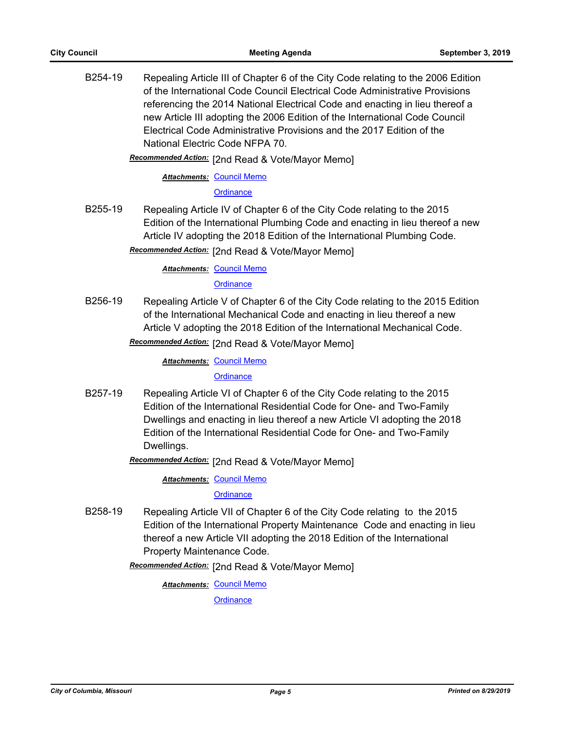B254-19 Repealing Article III of Chapter 6 of the City Code relating to the 2006 Edition of the International Code Council Electrical Code Administrative Provisions referencing the 2014 National Electrical Code and enacting in lieu thereof a new Article III adopting the 2006 Edition of the International Code Council Electrical Code Administrative Provisions and the 2017 Edition of the National Electric Code NFPA 70.

***Recommended Action:*** [2nd Read & Vote/Mayor Memo]

***Attachments:*** Council Memo
Ordinance

B255-19 Repealing Article IV of Chapter 6 of the City Code relating to the 2015 Edition of the International Plumbing Code and enacting in lieu thereof a new Article IV adopting the 2018 Edition of the International Plumbing Code.

***Recommended Action:*** [2nd Read & Vote/Mayor Memo]

***Attachments:*** Council Memo
Ordinance

B256-19 Repealing Article V of Chapter 6 of the City Code relating to the 2015 Edition of the International Mechanical Code and enacting in lieu thereof a new Article V adopting the 2018 Edition of the International Mechanical Code.

***Recommended Action:*** [2nd Read & Vote/Mayor Memo]

***Attachments:*** Council Memo
Ordinance

B257-19 Repealing Article VI of Chapter 6 of the City Code relating to the 2015 Edition of the International Residential Code for One- and Two-Family Dwellings and enacting in lieu thereof a new Article VI adopting the 2018 Edition of the International Residential Code for One- and Two-Family Dwellings.

***Recommended Action:*** [2nd Read & Vote/Mayor Memo]

***Attachments:*** Council Memo
Ordinance

B258-19 Repealing Article VII of Chapter 6 of the City Code relating to the 2015 Edition of the International Property Maintenance Code and enacting in lieu thereof a new Article VII adopting the 2018 Edition of the International Property Maintenance Code.

***Recommended Action:*** [2nd Read & Vote/Mayor Memo]

***Attachments:*** Council Memo
Ordinance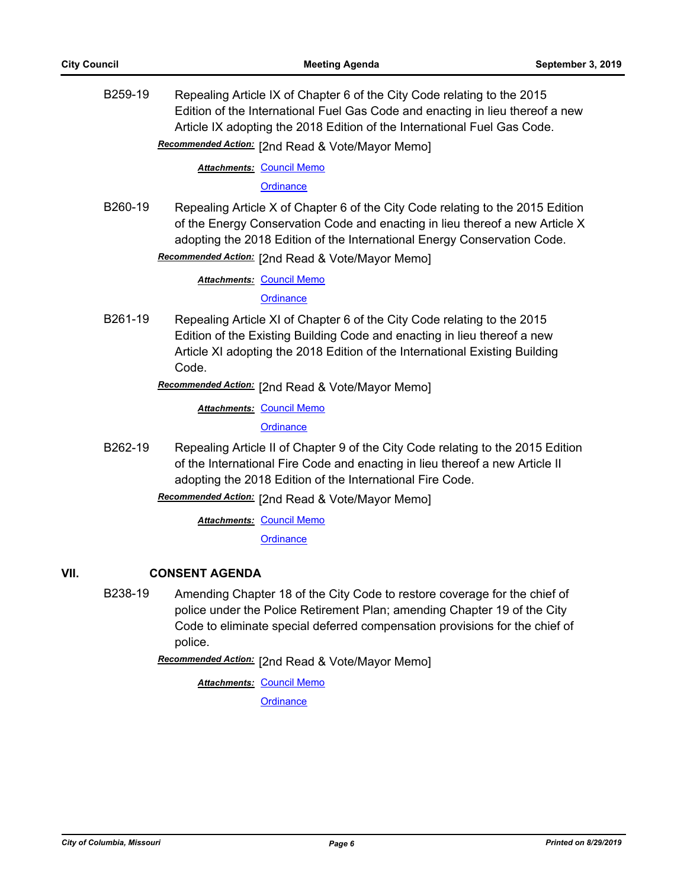B259-19 Repealing Article IX of Chapter 6 of the City Code relating to the 2015 Edition of the International Fuel Gas Code and enacting in lieu thereof a new Article IX adopting the 2018 Edition of the International Fuel Gas Code.

***Recommended Action:*** [2nd Read & Vote/Mayor Memo]

***Attachments:*** Council Memo
Ordinance

B260-19 Repealing Article X of Chapter 6 of the City Code relating to the 2015 Edition of the Energy Conservation Code and enacting in lieu thereof a new Article X adopting the 2018 Edition of the International Energy Conservation Code.

***Recommended Action:*** [2nd Read & Vote/Mayor Memo]

***Attachments:*** Council Memo
Ordinance

B261-19 Repealing Article XI of Chapter 6 of the City Code relating to the 2015 Edition of the Existing Building Code and enacting in lieu thereof a new Article XI adopting the 2018 Edition of the International Existing Building Code.

***Recommended Action:*** [2nd Read & Vote/Mayor Memo]

***Attachments:*** Council Memo
Ordinance

B262-19 Repealing Article II of Chapter 9 of the City Code relating to the 2015 Edition of the International Fire Code and enacting in lieu thereof a new Article II adopting the 2018 Edition of the International Fire Code.

***Recommended Action:*** [2nd Read & Vote/Mayor Memo]

***Attachments:*** Council Memo
Ordinance

## VII. CONSENT AGENDA

B238-19 Amending Chapter 18 of the City Code to restore coverage for the chief of police under the Police Retirement Plan; amending Chapter 19 of the City Code to eliminate special deferred compensation provisions for the chief of police.

***Recommended Action:*** [2nd Read & Vote/Mayor Memo]

***Attachments:*** Council Memo
Ordinance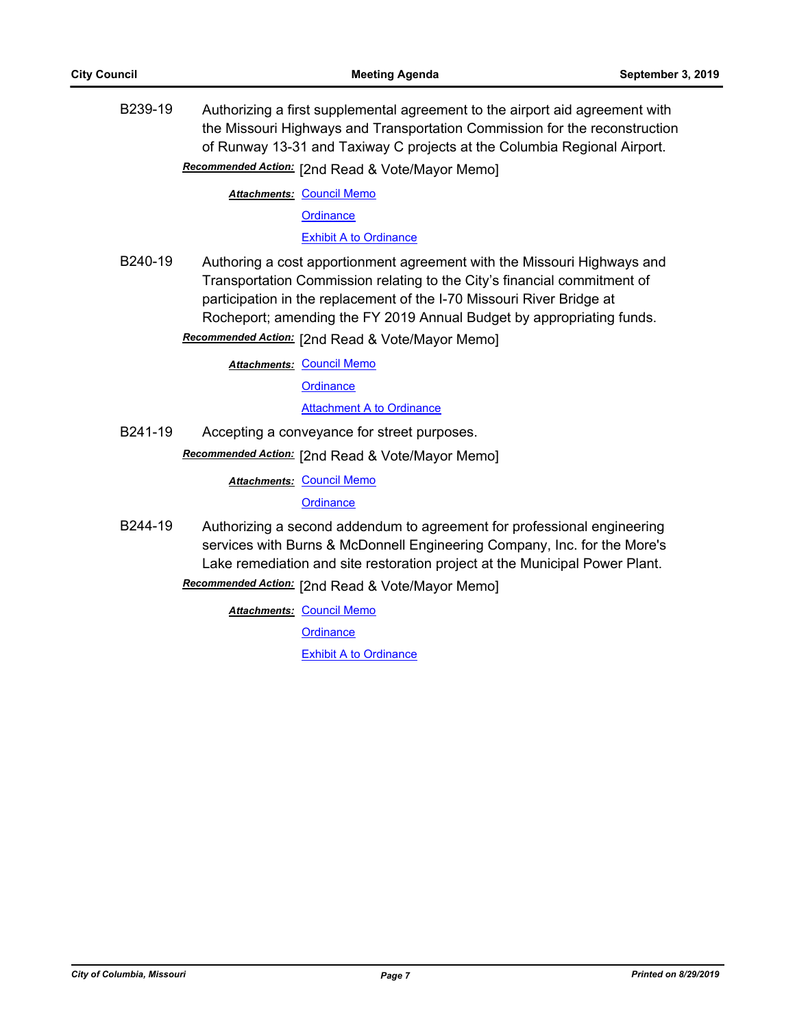B239-19 Authorizing a first supplemental agreement to the airport aid agreement with the Missouri Highways and Transportation Commission for the reconstruction of Runway 13-31 and Taxiway C projects at the Columbia Regional Airport.

***Recommended Action:*** [2nd Read & Vote/Mayor Memo]

***Attachments:*** Council Memo
Ordinance
Exhibit A to Ordinance

B240-19 Authoring a cost apportionment agreement with the Missouri Highways and Transportation Commission relating to the City's financial commitment of participation in the replacement of the I-70 Missouri River Bridge at Rocheport; amending the FY 2019 Annual Budget by appropriating funds.

***Recommended Action:*** [2nd Read & Vote/Mayor Memo]

***Attachments:*** Council Memo
Ordinance
Attachment A to Ordinance

B241-19 Accepting a conveyance for street purposes.

***Recommended Action:*** [2nd Read & Vote/Mayor Memo]

***Attachments:*** Council Memo
Ordinance

B244-19 Authorizing a second addendum to agreement for professional engineering services with Burns & McDonnell Engineering Company, Inc. for the More's Lake remediation and site restoration project at the Municipal Power Plant.

***Recommended Action:*** [2nd Read & Vote/Mayor Memo]

***Attachments:*** Council Memo
Ordinance
Exhibit A to Ordinance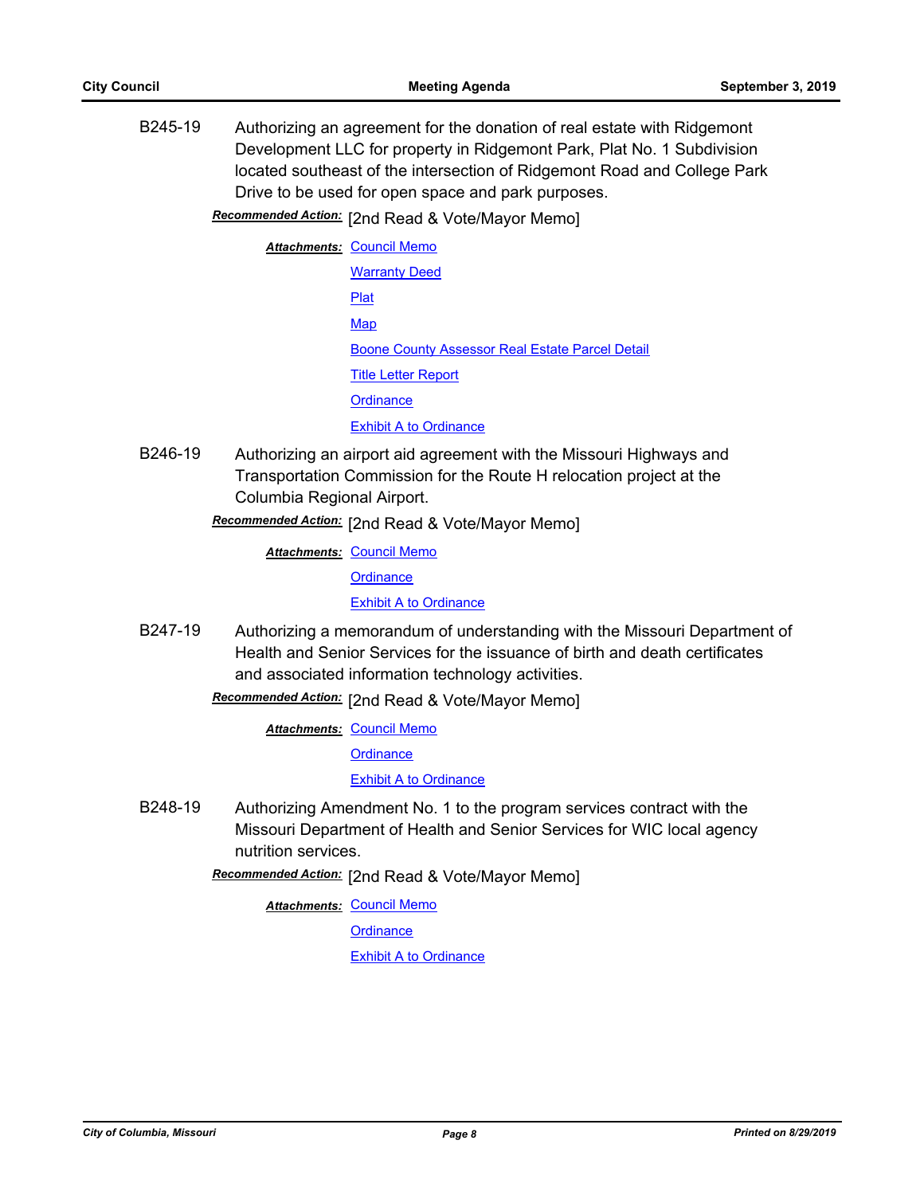B245-19 Authorizing an agreement for the donation of real estate with Ridgemont Development LLC for property in Ridgemont Park, Plat No. 1 Subdivision located southeast of the intersection of Ridgemont Road and College Park Drive to be used for open space and park purposes.

***Recommended Action:*** [2nd Read & Vote/Mayor Memo]

***Attachments:*** Council Memo
Warranty Deed
Plat
Map
Boone County Assessor Real Estate Parcel Detail
Title Letter Report
Ordinance
Exhibit A to Ordinance

B246-19 Authorizing an airport aid agreement with the Missouri Highways and Transportation Commission for the Route H relocation project at the Columbia Regional Airport.

***Recommended Action:*** [2nd Read & Vote/Mayor Memo]

***Attachments:*** Council Memo
Ordinance
Exhibit A to Ordinance

B247-19 Authorizing a memorandum of understanding with the Missouri Department of Health and Senior Services for the issuance of birth and death certificates and associated information technology activities.

***Recommended Action:*** [2nd Read & Vote/Mayor Memo]

***Attachments:*** Council Memo
Ordinance
Exhibit A to Ordinance

B248-19 Authorizing Amendment No. 1 to the program services contract with the Missouri Department of Health and Senior Services for WIC local agency nutrition services.

***Recommended Action:*** [2nd Read & Vote/Mayor Memo]

***Attachments:*** Council Memo
Ordinance
Exhibit A to Ordinance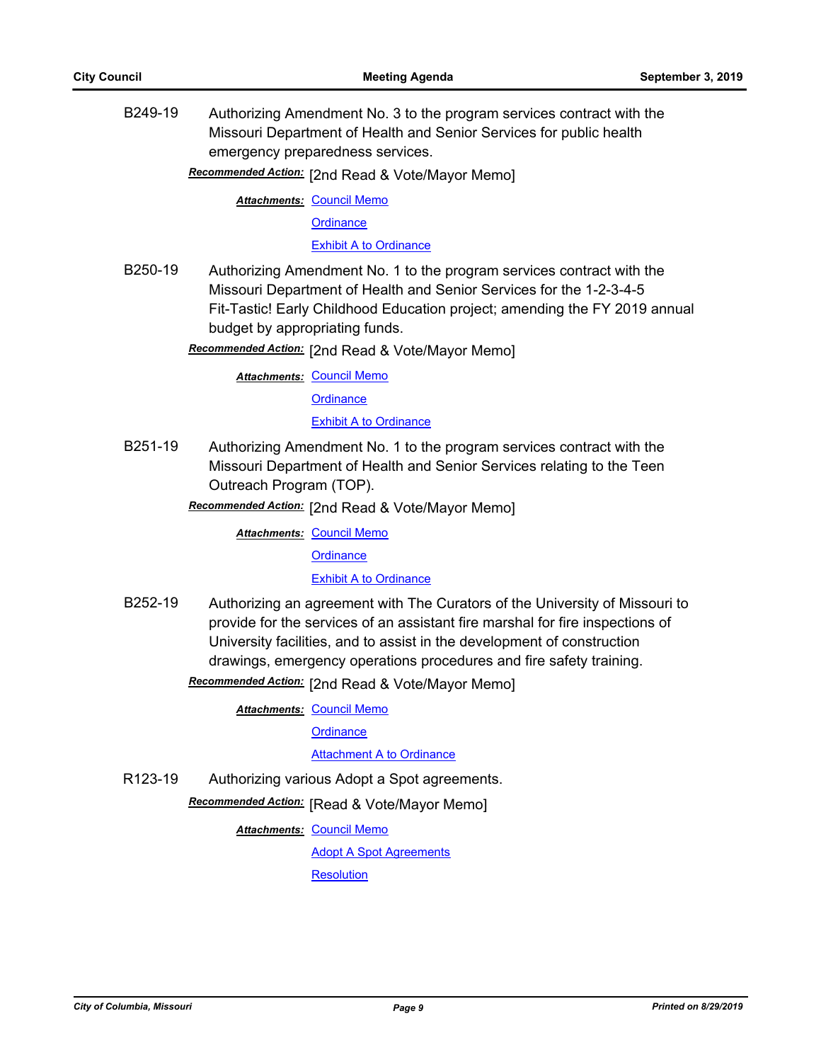B249-19 Authorizing Amendment No. 3 to the program services contract with the Missouri Department of Health and Senior Services for public health emergency preparedness services.

***Recommended Action:*** [2nd Read & Vote/Mayor Memo]

***Attachments:*** Council Memo
Ordinance
Exhibit A to Ordinance

B250-19 Authorizing Amendment No. 1 to the program services contract with the Missouri Department of Health and Senior Services for the 1-2-3-4-5 Fit-Tastic! Early Childhood Education project; amending the FY 2019 annual budget by appropriating funds.

***Recommended Action:*** [2nd Read & Vote/Mayor Memo]

***Attachments:*** Council Memo
Ordinance
Exhibit A to Ordinance

B251-19 Authorizing Amendment No. 1 to the program services contract with the Missouri Department of Health and Senior Services relating to the Teen Outreach Program (TOP).

***Recommended Action:*** [2nd Read & Vote/Mayor Memo]

***Attachments:*** Council Memo
Ordinance
Exhibit A to Ordinance

B252-19 Authorizing an agreement with The Curators of the University of Missouri to provide for the services of an assistant fire marshal for fire inspections of University facilities, and to assist in the development of construction drawings, emergency operations procedures and fire safety training.

***Recommended Action:*** [2nd Read & Vote/Mayor Memo]

***Attachments:*** Council Memo
Ordinance
Attachment A to Ordinance

R123-19 Authorizing various Adopt a Spot agreements.

***Recommended Action:*** [Read & Vote/Mayor Memo]

***Attachments:*** Council Memo
Adopt A Spot Agreements
Resolution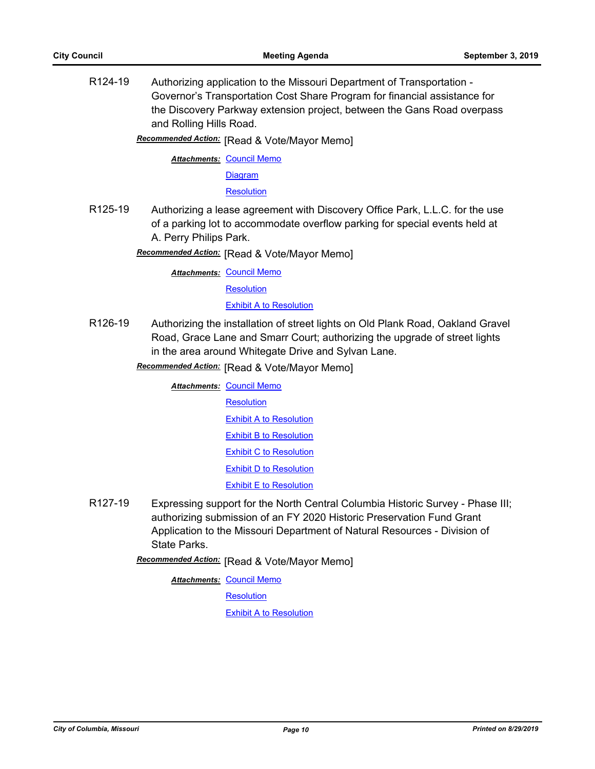R124-19 Authorizing application to the Missouri Department of Transportation - Governor's Transportation Cost Share Program for financial assistance for the Discovery Parkway extension project, between the Gans Road overpass and Rolling Hills Road.

***Recommended Action:*** [Read & Vote/Mayor Memo]

***Attachments:*** Council Memo
Diagram
Resolution

R125-19 Authorizing a lease agreement with Discovery Office Park, L.L.C. for the use of a parking lot to accommodate overflow parking for special events held at A. Perry Philips Park.

***Recommended Action:*** [Read & Vote/Mayor Memo]

***Attachments:*** Council Memo
Resolution
Exhibit A to Resolution

R126-19 Authorizing the installation of street lights on Old Plank Road, Oakland Gravel Road, Grace Lane and Smarr Court; authorizing the upgrade of street lights in the area around Whitegate Drive and Sylvan Lane.

***Recommended Action:*** [Read & Vote/Mayor Memo]

***Attachments:*** Council Memo
Resolution
Exhibit A to Resolution
Exhibit B to Resolution
Exhibit C to Resolution
Exhibit D to Resolution
Exhibit E to Resolution

R127-19 Expressing support for the North Central Columbia Historic Survey - Phase III; authorizing submission of an FY 2020 Historic Preservation Fund Grant Application to the Missouri Department of Natural Resources - Division of State Parks.

***Recommended Action:*** [Read & Vote/Mayor Memo]

***Attachments:*** Council Memo
Resolution
Exhibit A to Resolution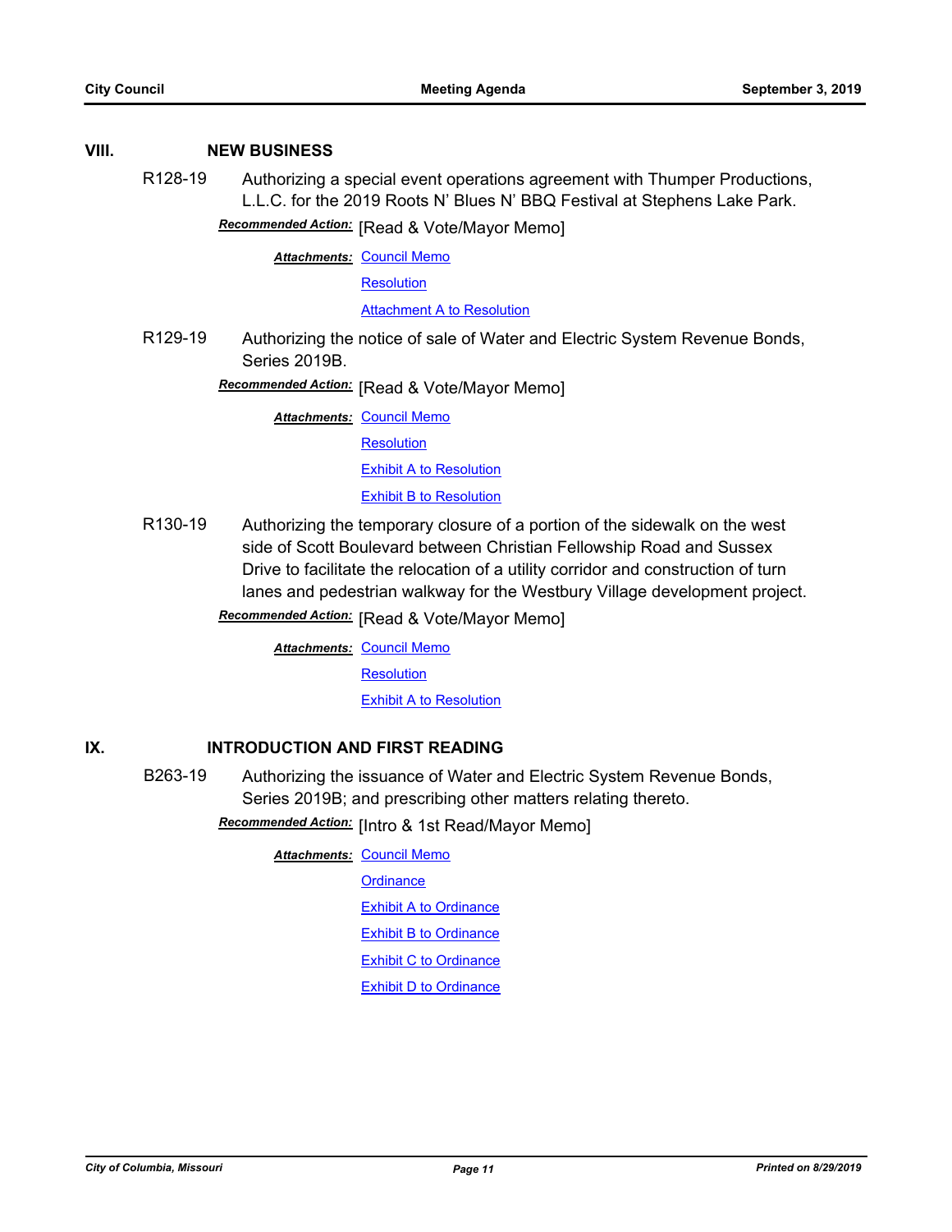## VIII. NEW BUSINESS

**R128-19** Authorizing a special event operations agreement with Thumper Productions, L.L.C. for the 2019 Roots N' Blues N' BBQ Festival at Stephens Lake Park.

***Recommended Action:*** [Read & Vote/Mayor Memo]

***Attachments:*** Council Memo
Resolution
Attachment A to Resolution

**R129-19** Authorizing the notice of sale of Water and Electric System Revenue Bonds, Series 2019B.

***Recommended Action:*** [Read & Vote/Mayor Memo]

***Attachments:*** Council Memo
Resolution
Exhibit A to Resolution
Exhibit B to Resolution

**R130-19** Authorizing the temporary closure of a portion of the sidewalk on the west side of Scott Boulevard between Christian Fellowship Road and Sussex Drive to facilitate the relocation of a utility corridor and construction of turn lanes and pedestrian walkway for the Westbury Village development project.

***Recommended Action:*** [Read & Vote/Mayor Memo]

***Attachments:*** Council Memo
Resolution
Exhibit A to Resolution

## IX. INTRODUCTION AND FIRST READING

**B263-19** Authorizing the issuance of Water and Electric System Revenue Bonds, Series 2019B; and prescribing other matters relating thereto.

***Recommended Action:*** [Intro & 1st Read/Mayor Memo]

***Attachments:*** Council Memo
Ordinance
Exhibit A to Ordinance
Exhibit B to Ordinance
Exhibit C to Ordinance
Exhibit D to Ordinance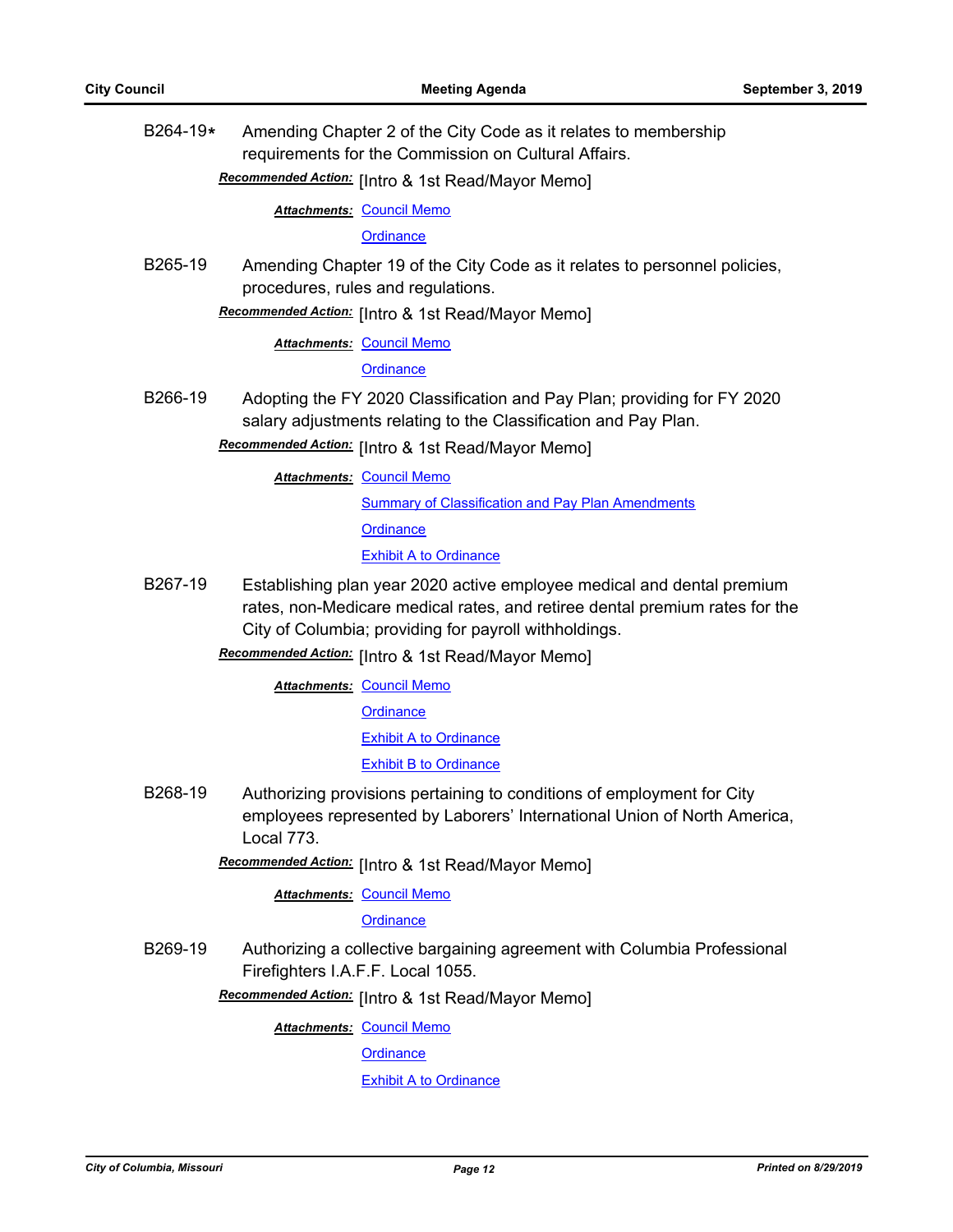B264-19* Amending Chapter 2 of the City Code as it relates to membership requirements for the Commission on Cultural Affairs.

***Recommended Action:*** [Intro & 1st Read/Mayor Memo]

***Attachments:*** Council Memo

Ordinance

B265-19 Amending Chapter 19 of the City Code as it relates to personnel policies, procedures, rules and regulations.

***Recommended Action:*** [Intro & 1st Read/Mayor Memo]

***Attachments:*** Council Memo

Ordinance

B266-19 Adopting the FY 2020 Classification and Pay Plan; providing for FY 2020 salary adjustments relating to the Classification and Pay Plan.

***Recommended Action:*** [Intro & 1st Read/Mayor Memo]

***Attachments:*** Council Memo

Summary of Classification and Pay Plan Amendments

Ordinance

Exhibit A to Ordinance

B267-19 Establishing plan year 2020 active employee medical and dental premium rates, non-Medicare medical rates, and retiree dental premium rates for the City of Columbia; providing for payroll withholdings.

***Recommended Action:*** [Intro & 1st Read/Mayor Memo]

***Attachments:*** Council Memo

Ordinance

Exhibit A to Ordinance

Exhibit B to Ordinance

B268-19 Authorizing provisions pertaining to conditions of employment for City employees represented by Laborers' International Union of North America, Local 773.

***Recommended Action:*** [Intro & 1st Read/Mayor Memo]

***Attachments:*** Council Memo

Ordinance

B269-19 Authorizing a collective bargaining agreement with Columbia Professional Firefighters I.A.F.F. Local 1055.

***Recommended Action:*** [Intro & 1st Read/Mayor Memo]

***Attachments:*** Council Memo

Ordinance

Exhibit A to Ordinance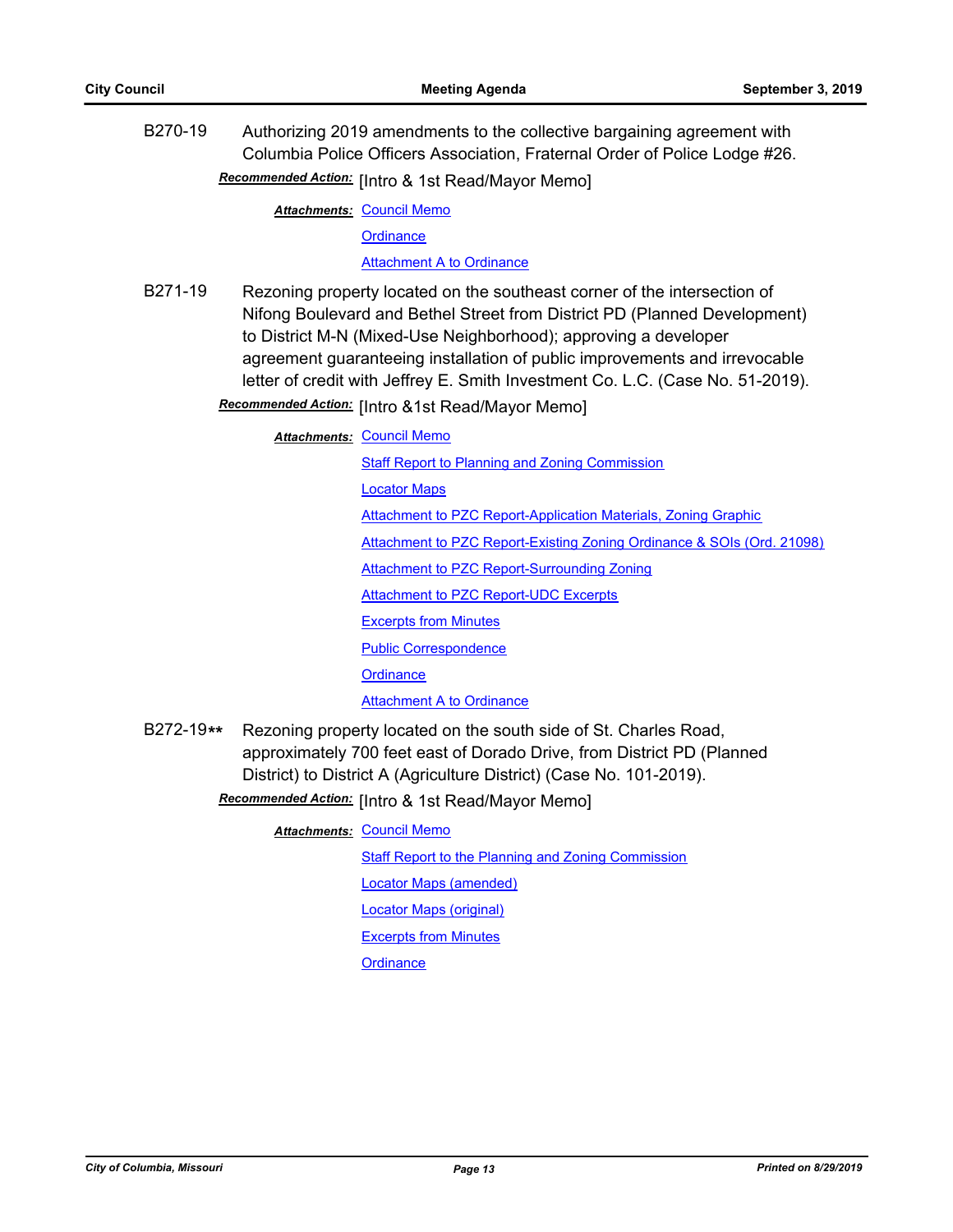B270-19 Authorizing 2019 amendments to the collective bargaining agreement with Columbia Police Officers Association, Fraternal Order of Police Lodge #26.

***Recommended Action:*** [Intro & 1st Read/Mayor Memo]

***Attachments:*** Council Memo

Ordinance

Attachment A to Ordinance

B271-19 Rezoning property located on the southeast corner of the intersection of Nifong Boulevard and Bethel Street from District PD (Planned Development) to District M-N (Mixed-Use Neighborhood); approving a developer agreement guaranteeing installation of public improvements and irrevocable letter of credit with Jeffrey E. Smith Investment Co. L.C. (Case No. 51-2019).

***Recommended Action:*** [Intro &1st Read/Mayor Memo]

***Attachments:*** Council Memo

Staff Report to Planning and Zoning Commission

Locator Maps

Attachment to PZC Report-Application Materials, Zoning Graphic

Attachment to PZC Report-Existing Zoning Ordinance & SOIs (Ord. 21098)

Attachment to PZC Report-Surrounding Zoning

Attachment to PZC Report-UDC Excerpts

Excerpts from Minutes

Public Correspondence

Ordinance

Attachment A to Ordinance

B272-19** Rezoning property located on the south side of St. Charles Road, approximately 700 feet east of Dorado Drive, from District PD (Planned District) to District A (Agriculture District) (Case No. 101-2019).

***Recommended Action:*** [Intro & 1st Read/Mayor Memo]

***Attachments:*** Council Memo

Staff Report to the Planning and Zoning Commission

Locator Maps (amended)

Locator Maps (original)

Excerpts from Minutes

Ordinance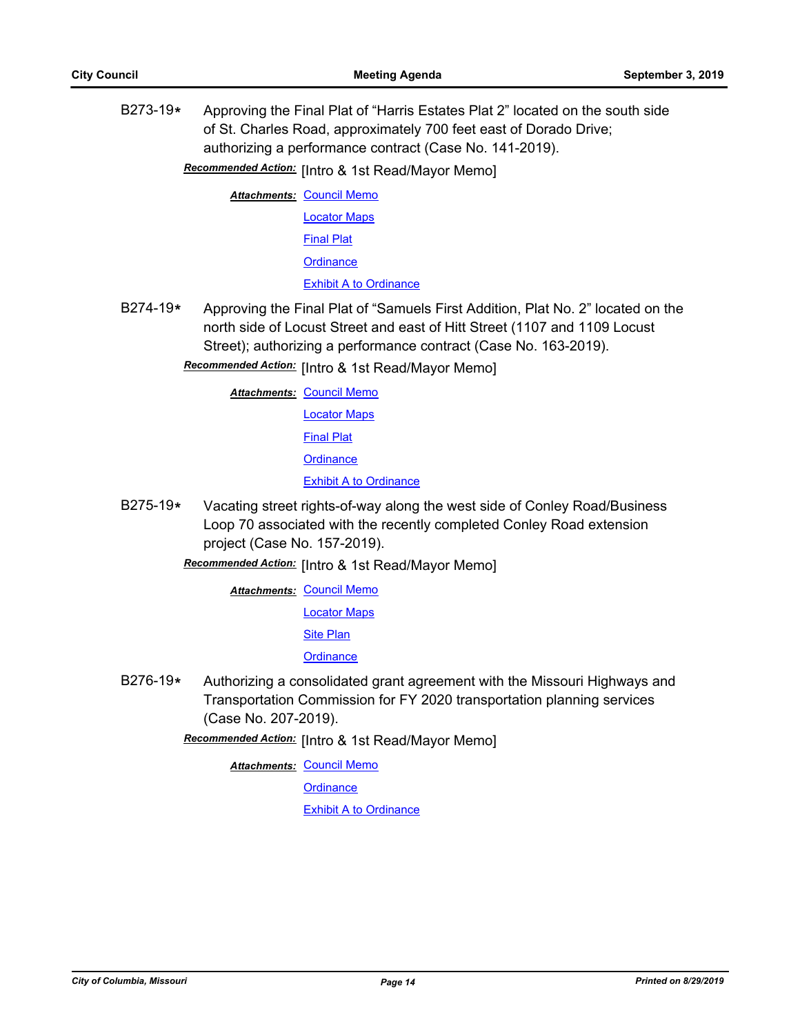B273-19* Approving the Final Plat of "Harris Estates Plat 2" located on the south side of St. Charles Road, approximately 700 feet east of Dorado Drive; authorizing a performance contract (Case No. 141-2019).

***Recommended Action:*** [Intro & 1st Read/Mayor Memo]

***Attachments:*** Council Memo
Locator Maps
Final Plat
Ordinance
Exhibit A to Ordinance

B274-19* Approving the Final Plat of "Samuels First Addition, Plat No. 2" located on the north side of Locust Street and east of Hitt Street (1107 and 1109 Locust Street); authorizing a performance contract (Case No. 163-2019).

***Recommended Action:*** [Intro & 1st Read/Mayor Memo]

***Attachments:*** Council Memo
Locator Maps
Final Plat
Ordinance
Exhibit A to Ordinance

B275-19* Vacating street rights-of-way along the west side of Conley Road/Business Loop 70 associated with the recently completed Conley Road extension project (Case No. 157-2019).

***Recommended Action:*** [Intro & 1st Read/Mayor Memo]

***Attachments:*** Council Memo
Locator Maps
Site Plan
Ordinance

B276-19* Authorizing a consolidated grant agreement with the Missouri Highways and Transportation Commission for FY 2020 transportation planning services (Case No. 207-2019).

***Recommended Action:*** [Intro & 1st Read/Mayor Memo]

***Attachments:*** Council Memo
Ordinance
Exhibit A to Ordinance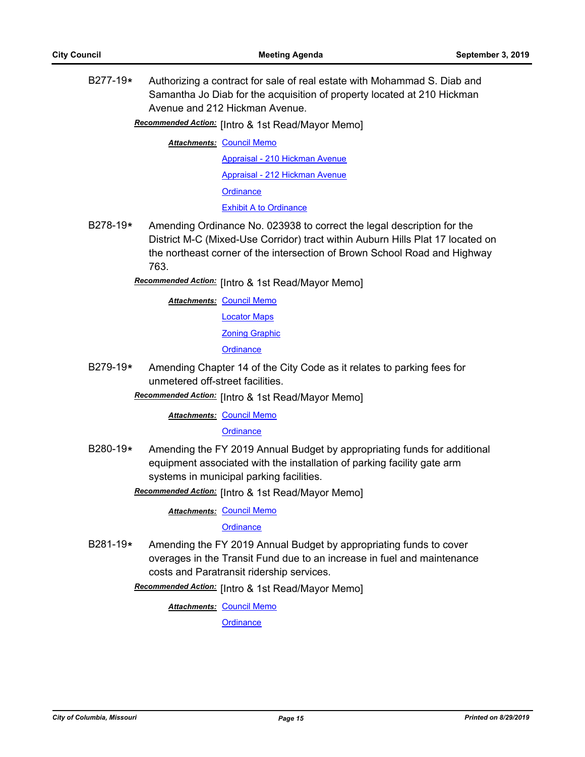B277-19* Authorizing a contract for sale of real estate with Mohammad S. Diab and Samantha Jo Diab for the acquisition of property located at 210 Hickman Avenue and 212 Hickman Avenue.

***Recommended Action:*** [Intro & 1st Read/Mayor Memo]

***Attachments:*** Council Memo
Appraisal - 210 Hickman Avenue
Appraisal - 212 Hickman Avenue
Ordinance
Exhibit A to Ordinance

B278-19* Amending Ordinance No. 023938 to correct the legal description for the District M-C (Mixed-Use Corridor) tract within Auburn Hills Plat 17 located on the northeast corner of the intersection of Brown School Road and Highway 763.

***Recommended Action:*** [Intro & 1st Read/Mayor Memo]

***Attachments:*** Council Memo
Locator Maps
Zoning Graphic
Ordinance

B279-19* Amending Chapter 14 of the City Code as it relates to parking fees for unmetered off-street facilities.

***Recommended Action:*** [Intro & 1st Read/Mayor Memo]

***Attachments:*** Council Memo
Ordinance

B280-19* Amending the FY 2019 Annual Budget by appropriating funds for additional equipment associated with the installation of parking facility gate arm systems in municipal parking facilities.

***Recommended Action:*** [Intro & 1st Read/Mayor Memo]

***Attachments:*** Council Memo
Ordinance

B281-19* Amending the FY 2019 Annual Budget by appropriating funds to cover overages in the Transit Fund due to an increase in fuel and maintenance costs and Paratransit ridership services.

***Recommended Action:*** [Intro & 1st Read/Mayor Memo]

***Attachments:*** Council Memo
Ordinance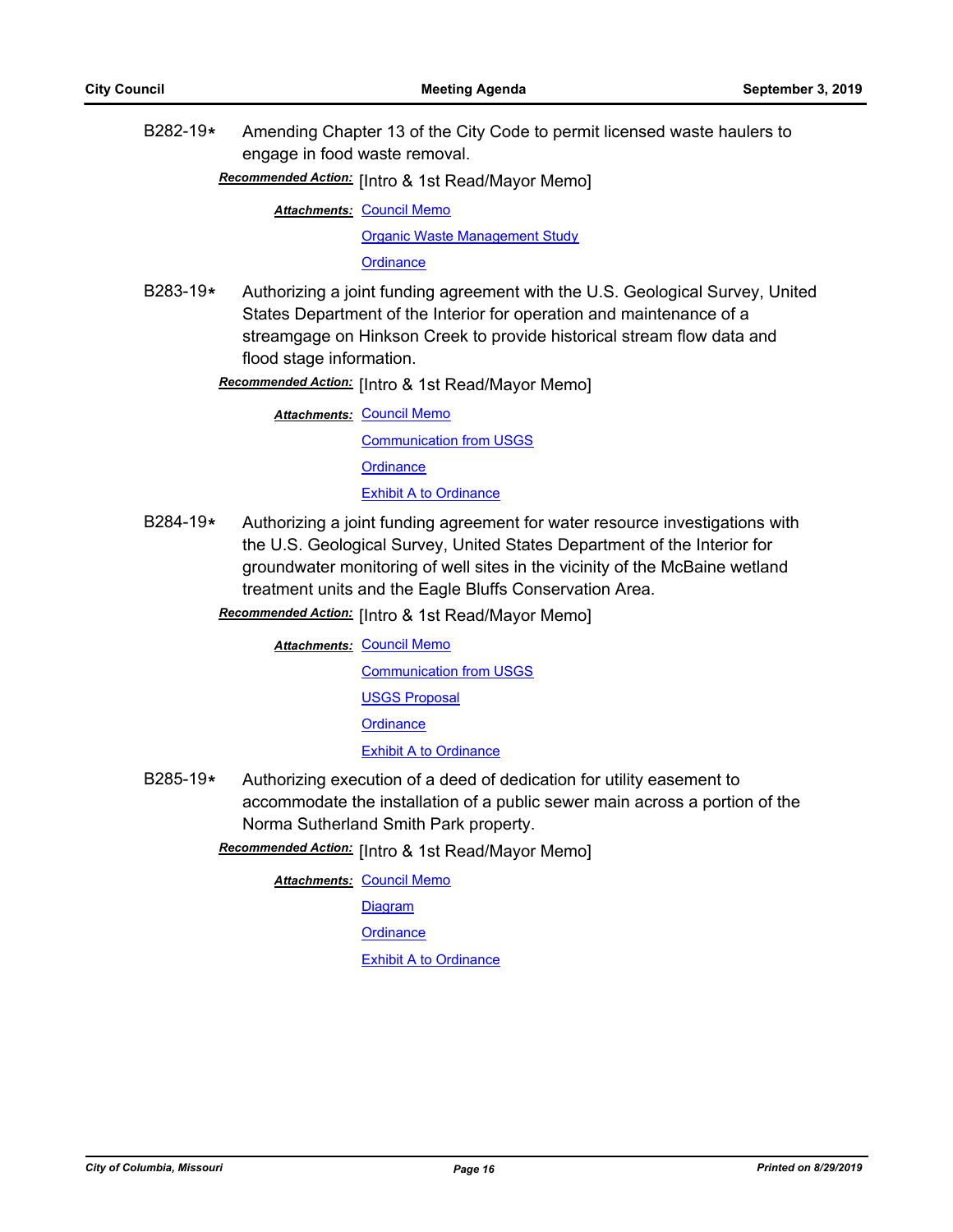B282-19* Amending Chapter 13 of the City Code to permit licensed waste haulers to engage in food waste removal.

***Recommended Action:*** [Intro & 1st Read/Mayor Memo]

***Attachments:*** Council Memo

Organic Waste Management Study

Ordinance

B283-19* Authorizing a joint funding agreement with the U.S. Geological Survey, United States Department of the Interior for operation and maintenance of a streamgage on Hinkson Creek to provide historical stream flow data and flood stage information.

***Recommended Action:*** [Intro & 1st Read/Mayor Memo]

***Attachments:*** Council Memo

Communication from USGS

Ordinance

Exhibit A to Ordinance

B284-19* Authorizing a joint funding agreement for water resource investigations with the U.S. Geological Survey, United States Department of the Interior for groundwater monitoring of well sites in the vicinity of the McBaine wetland treatment units and the Eagle Bluffs Conservation Area.

***Recommended Action:*** [Intro & 1st Read/Mayor Memo]

***Attachments:*** Council Memo

Communication from USGS

USGS Proposal

Ordinance

Exhibit A to Ordinance

B285-19* Authorizing execution of a deed of dedication for utility easement to accommodate the installation of a public sewer main across a portion of the Norma Sutherland Smith Park property.

***Recommended Action:*** [Intro & 1st Read/Mayor Memo]

***Attachments:*** Council Memo

Diagram

Ordinance

Exhibit A to Ordinance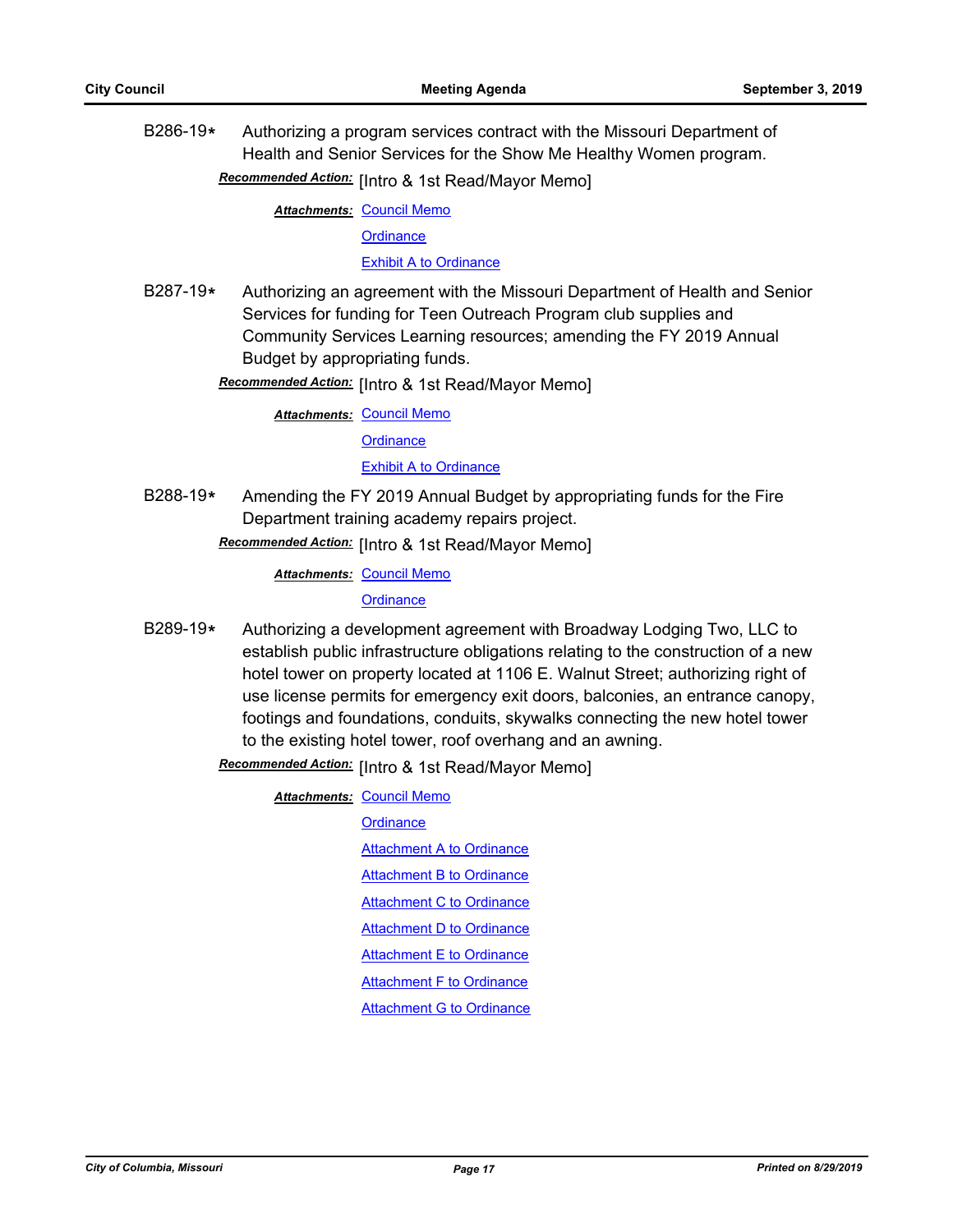B286-19* Authorizing a program services contract with the Missouri Department of Health and Senior Services for the Show Me Healthy Women program.

***Recommended Action:*** [Intro & 1st Read/Mayor Memo]

***Attachments:*** Council Memo
Ordinance
Exhibit A to Ordinance

B287-19* Authorizing an agreement with the Missouri Department of Health and Senior Services for funding for Teen Outreach Program club supplies and Community Services Learning resources; amending the FY 2019 Annual Budget by appropriating funds.

***Recommended Action:*** [Intro & 1st Read/Mayor Memo]

***Attachments:*** Council Memo
Ordinance
Exhibit A to Ordinance

B288-19* Amending the FY 2019 Annual Budget by appropriating funds for the Fire Department training academy repairs project.

***Recommended Action:*** [Intro & 1st Read/Mayor Memo]

***Attachments:*** Council Memo
Ordinance

B289-19* Authorizing a development agreement with Broadway Lodging Two, LLC to establish public infrastructure obligations relating to the construction of a new hotel tower on property located at 1106 E. Walnut Street; authorizing right of use license permits for emergency exit doors, balconies, an entrance canopy, footings and foundations, conduits, skywalks connecting the new hotel tower to the existing hotel tower, roof overhang and an awning.

***Recommended Action:*** [Intro & 1st Read/Mayor Memo]

***Attachments:*** Council Memo
Ordinance
Attachment A to Ordinance
Attachment B to Ordinance
Attachment C to Ordinance
Attachment D to Ordinance
Attachment E to Ordinance
Attachment F to Ordinance
Attachment G to Ordinance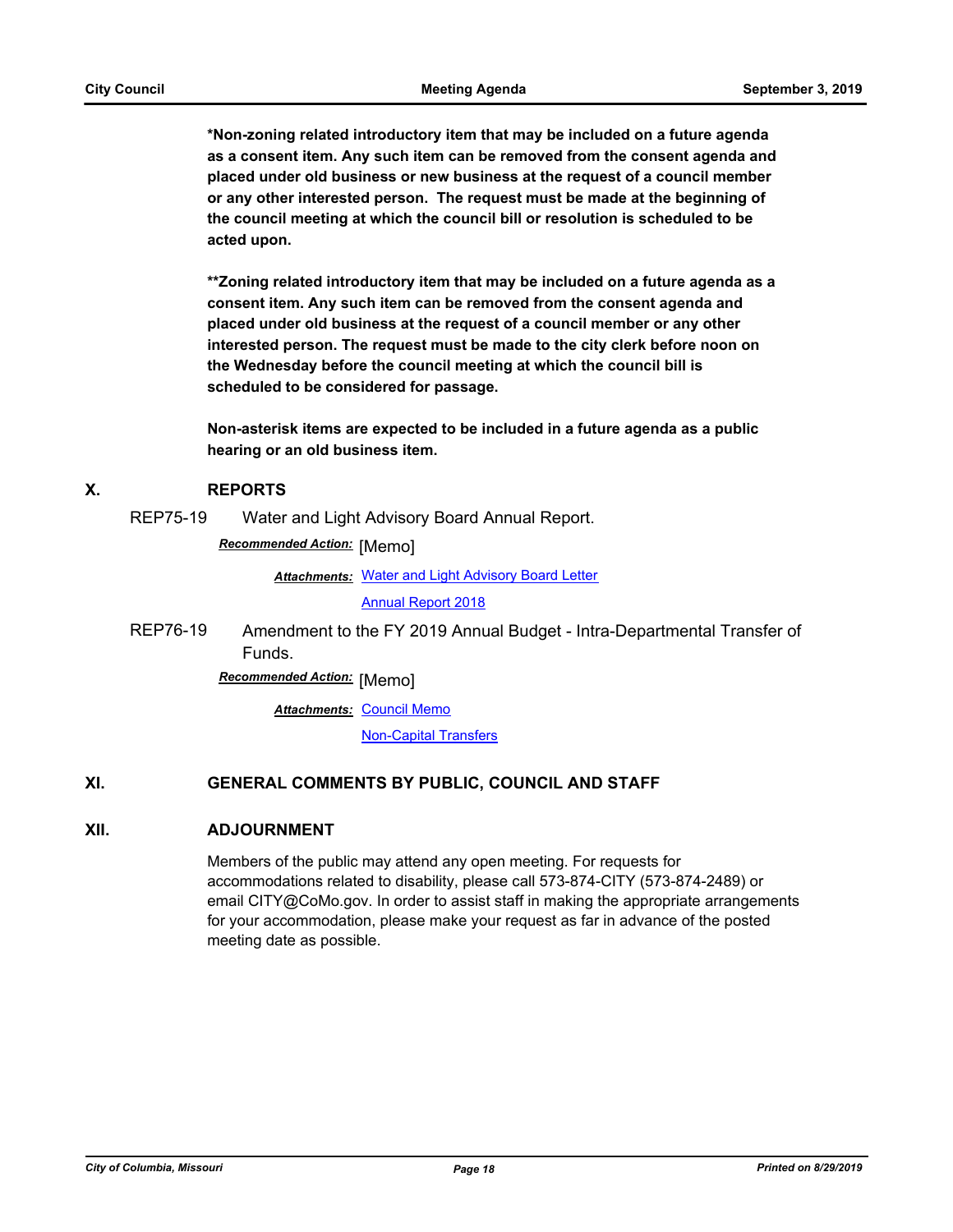**\*Non-zoning related introductory item that may be included on a future agenda as a consent item. Any such item can be removed from the consent agenda and placed under old business or new business at the request of a council member or any other interested person. The request must be made at the beginning of the council meeting at which the council bill or resolution is scheduled to be acted upon.**

**\*\*Zoning related introductory item that may be included on a future agenda as a consent item. Any such item can be removed from the consent agenda and placed under old business at the request of a council member or any other interested person. The request must be made to the city clerk before noon on the Wednesday before the council meeting at which the council bill is scheduled to be considered for passage.**

**Non-asterisk items are expected to be included in a future agenda as a public hearing or an old business item.**

## X. REPORTS

REP75-19 Water and Light Advisory Board Annual Report.

***Recommended Action:*** [Memo]

***Attachments:*** Water and Light Advisory Board Letter

Annual Report 2018

REP76-19 Amendment to the FY 2019 Annual Budget - Intra-Departmental Transfer of Funds.

***Recommended Action:*** [Memo]

***Attachments:*** Council Memo

Non-Capital Transfers

## XI. GENERAL COMMENTS BY PUBLIC, COUNCIL AND STAFF

## XII. ADJOURNMENT

Members of the public may attend any open meeting. For requests for accommodations related to disability, please call 573-874-CITY (573-874-2489) or email CITY@CoMo.gov. In order to assist staff in making the appropriate arrangements for your accommodation, please make your request as far in advance of the posted meeting date as possible.